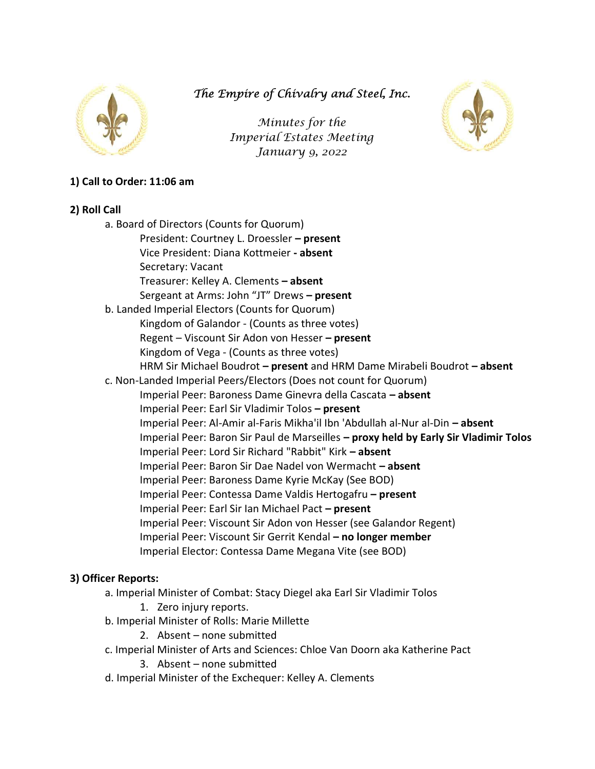*The Empire of Chivalry and Steel, Inc.*

*Minutes for the*
*Imperial Estates Meeting*
*January 9, 2022*

**1) Call to Order: 11:06 am**

**2) Roll Call**

a. Board of Directors (Counts for Quorum)
- President: Courtney L. Droessler **– present**
- Vice President: Diana Kottmeier **- absent**
- Secretary: Vacant
- Treasurer: Kelley A. Clements **– absent**
- Sergeant at Arms: John "JT" Drews **– present**

b. Landed Imperial Electors (Counts for Quorum)
- Kingdom of Galandor - (Counts as three votes)
- Regent – Viscount Sir Adon von Hesser **– present**
- Kingdom of Vega - (Counts as three votes)
- HRM Sir Michael Boudrot **– present** and HRM Dame Mirabeli Boudrot **– absent**

c. Non-Landed Imperial Peers/Electors (Does not count for Quorum)
- Imperial Peer: Baroness Dame Ginevra della Cascata **– absent**
- Imperial Peer: Earl Sir Vladimir Tolos **– present**
- Imperial Peer: Al-Amir al-Faris Mikha'il Ibn 'Abdullah al-Nur al-Din **– absent**
- Imperial Peer: Baron Sir Paul de Marseilles **– proxy held by Early Sir Vladimir Tolos**
- Imperial Peer: Lord Sir Richard "Rabbit" Kirk **– absent**
- Imperial Peer: Baron Sir Dae Nadel von Wermacht **– absent**
- Imperial Peer: Baroness Dame Kyrie McKay (See BOD)
- Imperial Peer: Contessa Dame Valdis Hertogafru **– present**
- Imperial Peer: Earl Sir Ian Michael Pact **– present**
- Imperial Peer: Viscount Sir Adon von Hesser (see Galandor Regent)
- Imperial Peer: Viscount Sir Gerrit Kendal **– no longer member**
- Imperial Elector: Contessa Dame Megana Vite (see BOD)

**3) Officer Reports:**

a. Imperial Minister of Combat: Stacy Diegel aka Earl Sir Vladimir Tolos
1. Zero injury reports.

b. Imperial Minister of Rolls: Marie Millette
2. Absent – none submitted

c. Imperial Minister of Arts and Sciences: Chloe Van Doorn aka Katherine Pact
3. Absent – none submitted

d. Imperial Minister of the Exchequer: Kelley A. Clements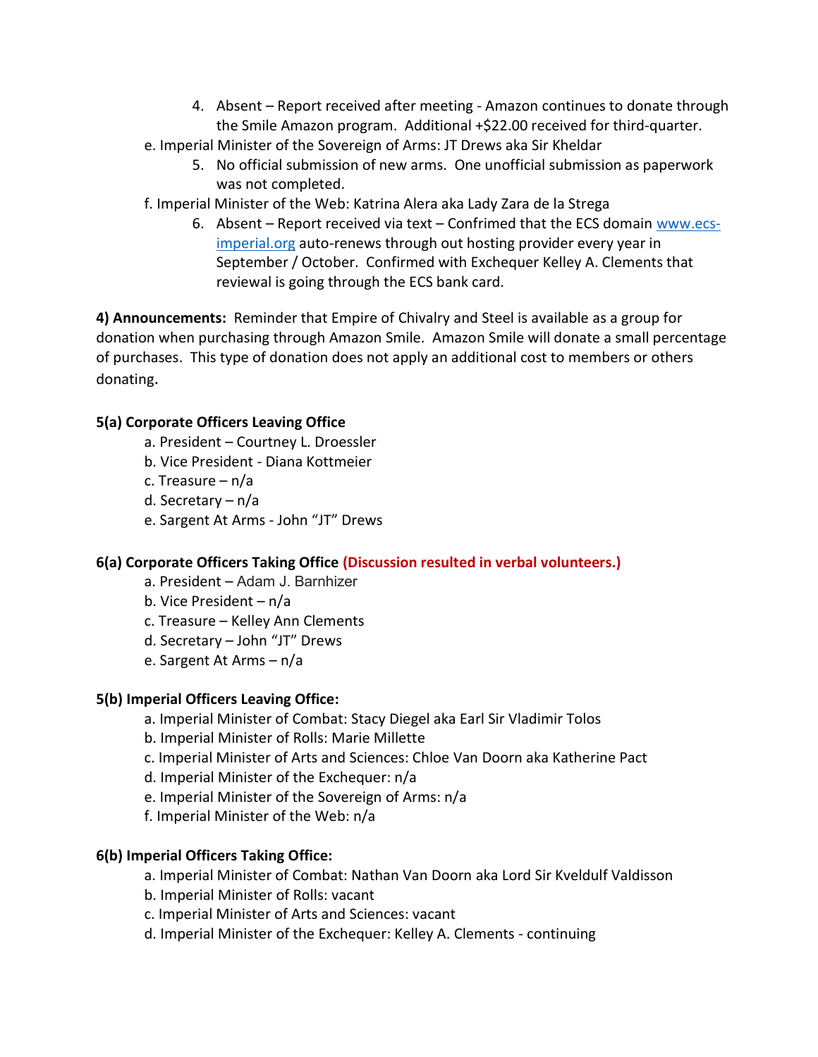4. Absent – Report received after meeting - Amazon continues to donate through the Smile Amazon program. Additional +$22.00 received for third-quarter.

e. Imperial Minister of the Sovereign of Arms: JT Drews aka Sir Kheldar

5. No official submission of new arms. One unofficial submission as paperwork was not completed.

f. Imperial Minister of the Web: Katrina Alera aka Lady Zara de la Strega

6. Absent – Report received via text – Confrimed that the ECS domain [www.ecs-imperial.org](www.ecs-imperial.org) auto-renews through out hosting provider every year in September / October. Confirmed with Exchequer Kelley A. Clements that reviewal is going through the ECS bank card.

**4) Announcements:** Reminder that Empire of Chivalry and Steel is available as a group for donation when purchasing through Amazon Smile. Amazon Smile will donate a small percentage of purchases. This type of donation does not apply an additional cost to members or others donating.

**5(a) Corporate Officers Leaving Office**

a. President – Courtney L. Droessler
b. Vice President - Diana Kottmeier
c. Treasure – n/a
d. Secretary – n/a
e. Sargent At Arms - John "JT" Drews

**6(a) Corporate Officers Taking Office (Discussion resulted in verbal volunteers.)**

a. President – Adam J. Barnhizer
b. Vice President – n/a
c. Treasure – Kelley Ann Clements
d. Secretary – John "JT" Drews
e. Sargent At Arms – n/a

**5(b) Imperial Officers Leaving Office:**

a. Imperial Minister of Combat: Stacy Diegel aka Earl Sir Vladimir Tolos
b. Imperial Minister of Rolls: Marie Millette
c. Imperial Minister of Arts and Sciences: Chloe Van Doorn aka Katherine Pact
d. Imperial Minister of the Exchequer: n/a
e. Imperial Minister of the Sovereign of Arms: n/a
f. Imperial Minister of the Web: n/a

**6(b) Imperial Officers Taking Office:**

a. Imperial Minister of Combat: Nathan Van Doorn aka Lord Sir Kveldulf Valdisson
b. Imperial Minister of Rolls: vacant
c. Imperial Minister of Arts and Sciences: vacant
d. Imperial Minister of the Exchequer: Kelley A. Clements - continuing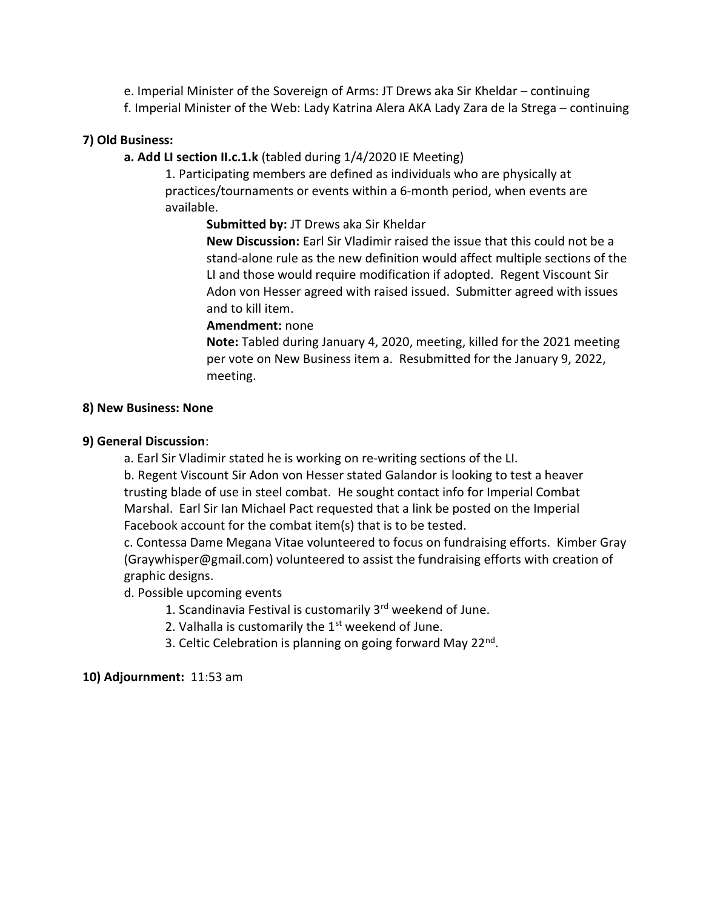e. Imperial Minister of the Sovereign of Arms: JT Drews aka Sir Kheldar – continuing

f. Imperial Minister of the Web: Lady Katrina Alera AKA Lady Zara de la Strega – continuing

**7) Old Business:**

**a. Add LI section II.c.1.k** (tabled during 1/4/2020 IE Meeting)

1. Participating members are defined as individuals who are physically at practices/tournaments or events within a 6-month period, when events are available.

**Submitted by:** JT Drews aka Sir Kheldar

**New Discussion:** Earl Sir Vladimir raised the issue that this could not be a stand-alone rule as the new definition would affect multiple sections of the LI and those would require modification if adopted. Regent Viscount Sir Adon von Hesser agreed with raised issued. Submitter agreed with issues and to kill item.

**Amendment:** none

**Note:** Tabled during January 4, 2020, meeting, killed for the 2021 meeting per vote on New Business item a. Resubmitted for the January 9, 2022, meeting.

**8) New Business: None**

**9) General Discussion**:

a. Earl Sir Vladimir stated he is working on re-writing sections of the LI.

b. Regent Viscount Sir Adon von Hesser stated Galandor is looking to test a heaver trusting blade of use in steel combat. He sought contact info for Imperial Combat Marshal. Earl Sir Ian Michael Pact requested that a link be posted on the Imperial Facebook account for the combat item(s) that is to be tested.

c. Contessa Dame Megana Vitae volunteered to focus on fundraising efforts. Kimber Gray (Graywhisper@gmail.com) volunteered to assist the fundraising efforts with creation of graphic designs.

d. Possible upcoming events

1. Scandinavia Festival is customarily 3rd weekend of June.
2. Valhalla is customarily the 1st weekend of June.
3. Celtic Celebration is planning on going forward May 22nd.

**10) Adjournment:** 11:53 am